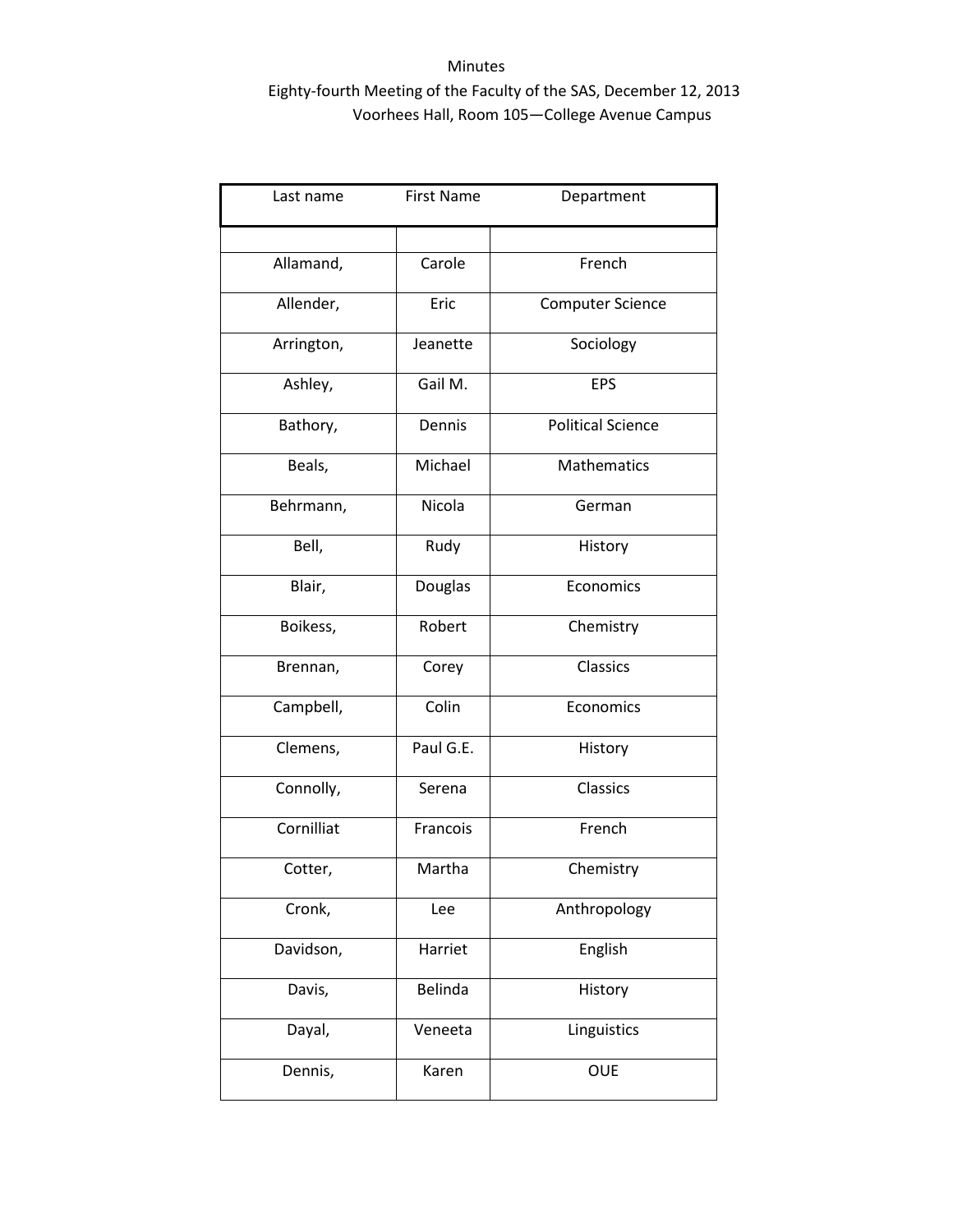Minutes

Eighty-fourth Meeting of the Faculty of the SAS, December 12, 2013

Voorhees Hall, Room 105—College Avenue Campus

| Last name | First Name | Department |
|---|---|---|
| | | |
| Allamand, | Carole | French |
| Allender, | Eric | Computer Science |
| Arrington, | Jeanette | Sociology |
| Ashley, | Gail M. | EPS |
| Bathory, | Dennis | Political Science |
| Beals, | Michael | Mathematics |
| Behrmann, | Nicola | German |
| Bell, | Rudy | History |
| Blair, | Douglas | Economics |
| Boikess, | Robert | Chemistry |
| Brennan, | Corey | Classics |
| Campbell, | Colin | Economics |
| Clemens, | Paul G.E. | History |
| Connolly, | Serena | Classics |
| Cornilliat | Francois | French |
| Cotter, | Martha | Chemistry |
| Cronk, | Lee | Anthropology |
| Davidson, | Harriet | English |
| Davis, | Belinda | History |
| Dayal, | Veneeta | Linguistics |
| Dennis, | Karen | OUE |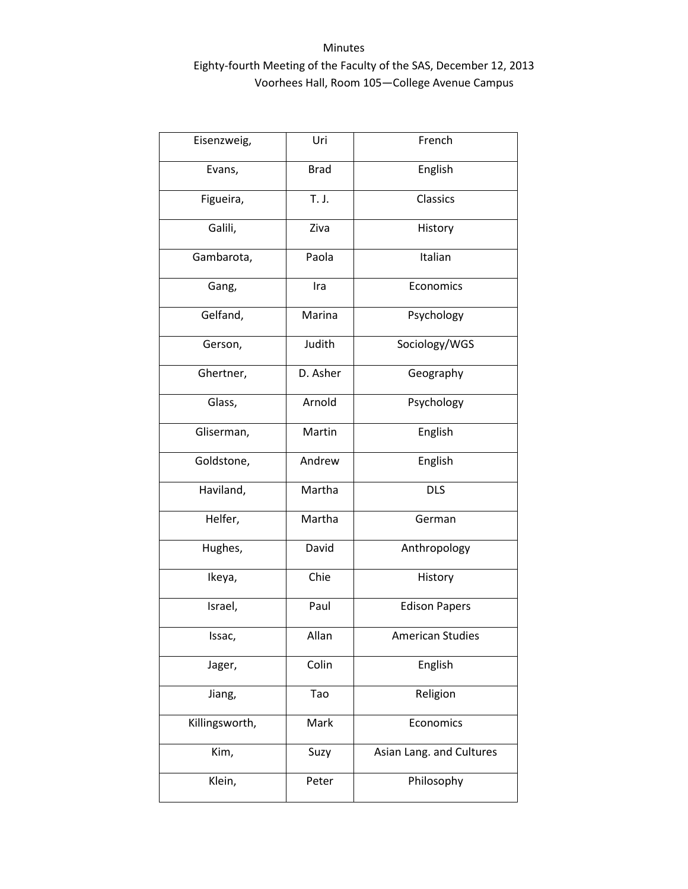Minutes

Eighty-fourth Meeting of the Faculty of the SAS, December 12, 2013

Voorhees Hall, Room 105—College Avenue Campus

| | | |
|---|---|---|
| Eisenzweig, | Uri | French |
| Evans, | Brad | English |
| Figueira, | T. J. | Classics |
| Galili, | Ziva | History |
| Gambarota, | Paola | Italian |
| Gang, | Ira | Economics |
| Gelfand, | Marina | Psychology |
| Gerson, | Judith | Sociology/WGS |
| Ghertner, | D. Asher | Geography |
| Glass, | Arnold | Psychology |
| Gliserman, | Martin | English |
| Goldstone, | Andrew | English |
| Haviland, | Martha | DLS |
| Helfer, | Martha | German |
| Hughes, | David | Anthropology |
| Ikeya, | Chie | History |
| Israel, | Paul | Edison Papers |
| Issac, | Allan | American Studies |
| Jager, | Colin | English |
| Jiang, | Tao | Religion |
| Killingsworth, | Mark | Economics |
| Kim, | Suzy | Asian Lang. and Cultures |
| Klein, | Peter | Philosophy |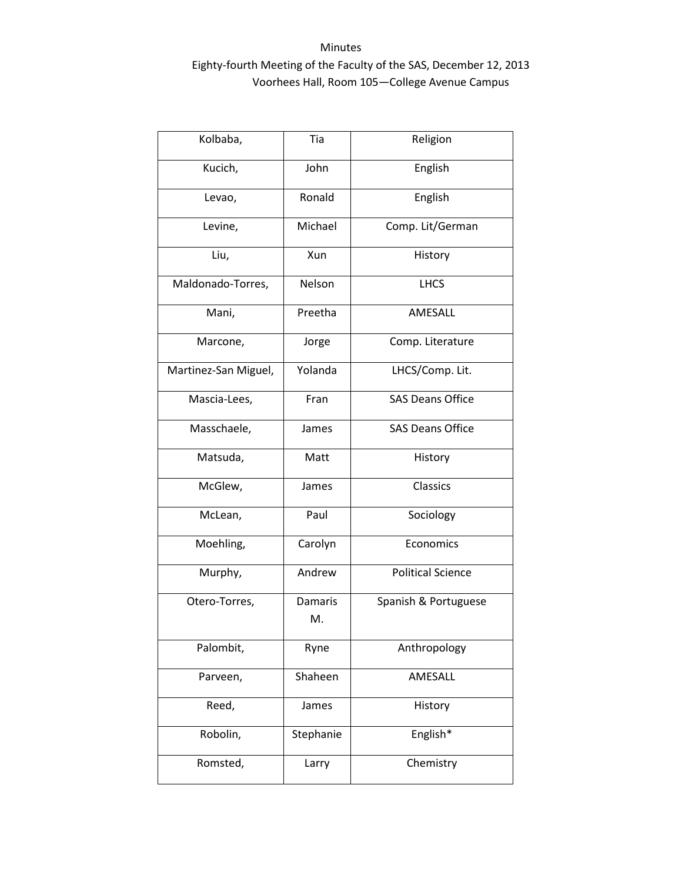Minutes

Eighty-fourth Meeting of the Faculty of the SAS, December 12, 2013

Voorhees Hall, Room 105—College Avenue Campus

| | | |
|---|---|---|
| Kolbaba, | Tia | Religion |
| Kucich, | John | English |
| Levao, | Ronald | English |
| Levine, | Michael | Comp. Lit/German |
| Liu, | Xun | History |
| Maldonado-Torres, | Nelson | LHCS |
| Mani, | Preetha | AMESALL |
| Marcone, | Jorge | Comp. Literature |
| Martinez-San Miguel, | Yolanda | LHCS/Comp. Lit. |
| Mascia-Lees, | Fran | SAS Deans Office |
| Masschaele, | James | SAS Deans Office |
| Matsuda, | Matt | History |
| McGlew, | James | Classics |
| McLean, | Paul | Sociology |
| Moehling, | Carolyn | Economics |
| Murphy, | Andrew | Political Science |
| Otero-Torres, | Damaris M. | Spanish & Portuguese |
| Palombit, | Ryne | Anthropology |
| Parveen, | Shaheen | AMESALL |
| Reed, | James | History |
| Robolin, | Stephanie | English* |
| Romsted, | Larry | Chemistry |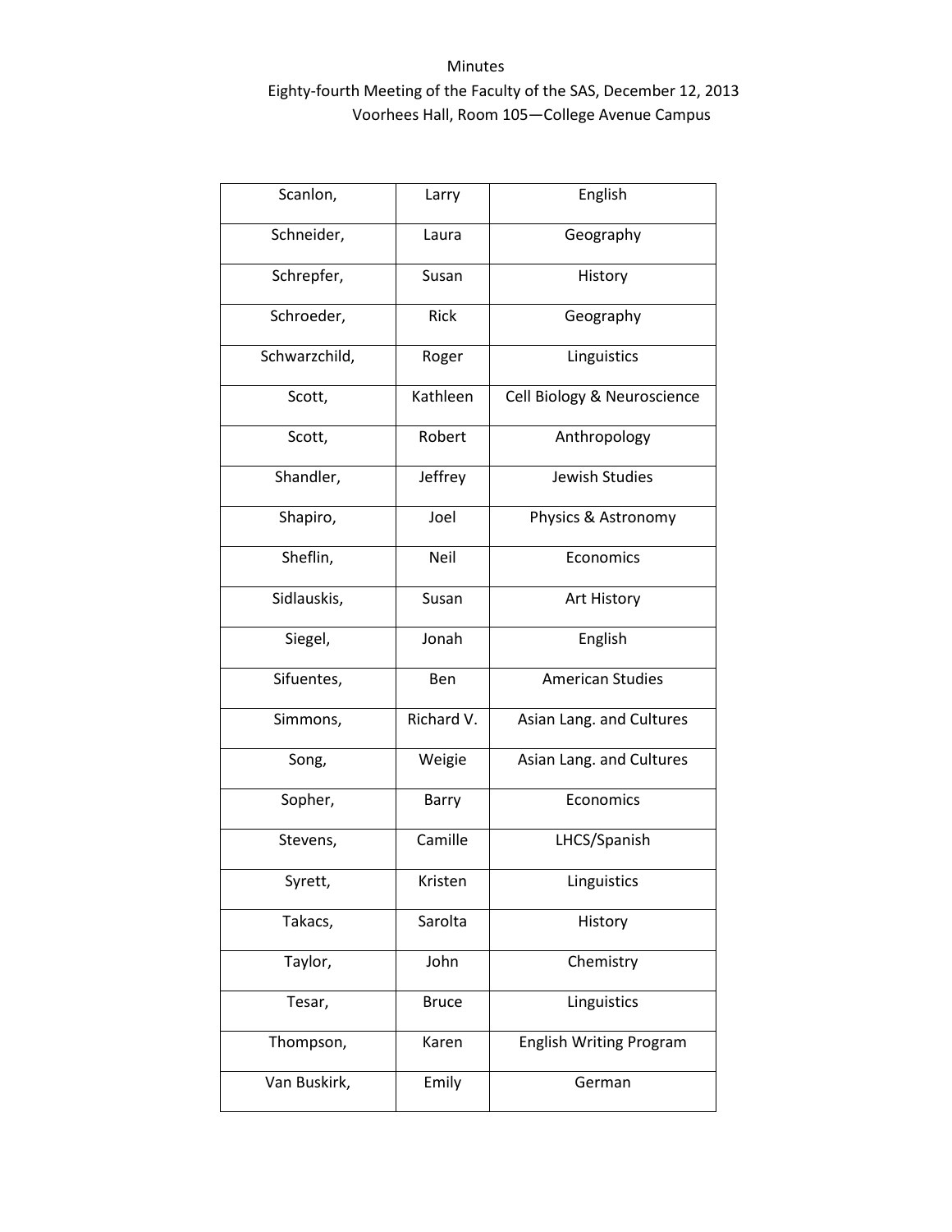Minutes

Eighty-fourth Meeting of the Faculty of the SAS, December 12, 2013

Voorhees Hall, Room 105—College Avenue Campus

| | | |
|---|---|---|
| Scanlon, | Larry | English |
| Schneider, | Laura | Geography |
| Schrepfer, | Susan | History |
| Schroeder, | Rick | Geography |
| Schwarzchild, | Roger | Linguistics |
| Scott, | Kathleen | Cell Biology & Neuroscience |
| Scott, | Robert | Anthropology |
| Shandler, | Jeffrey | Jewish Studies |
| Shapiro, | Joel | Physics & Astronomy |
| Sheflin, | Neil | Economics |
| Sidlauskis, | Susan | Art History |
| Siegel, | Jonah | English |
| Sifuentes, | Ben | American Studies |
| Simmons, | Richard V. | Asian Lang. and Cultures |
| Song, | Weigie | Asian Lang. and Cultures |
| Sopher, | Barry | Economics |
| Stevens, | Camille | LHCS/Spanish |
| Syrett, | Kristen | Linguistics |
| Takacs, | Sarolta | History |
| Taylor, | John | Chemistry |
| Tesar, | Bruce | Linguistics |
| Thompson, | Karen | English Writing Program |
| Van Buskirk, | Emily | German |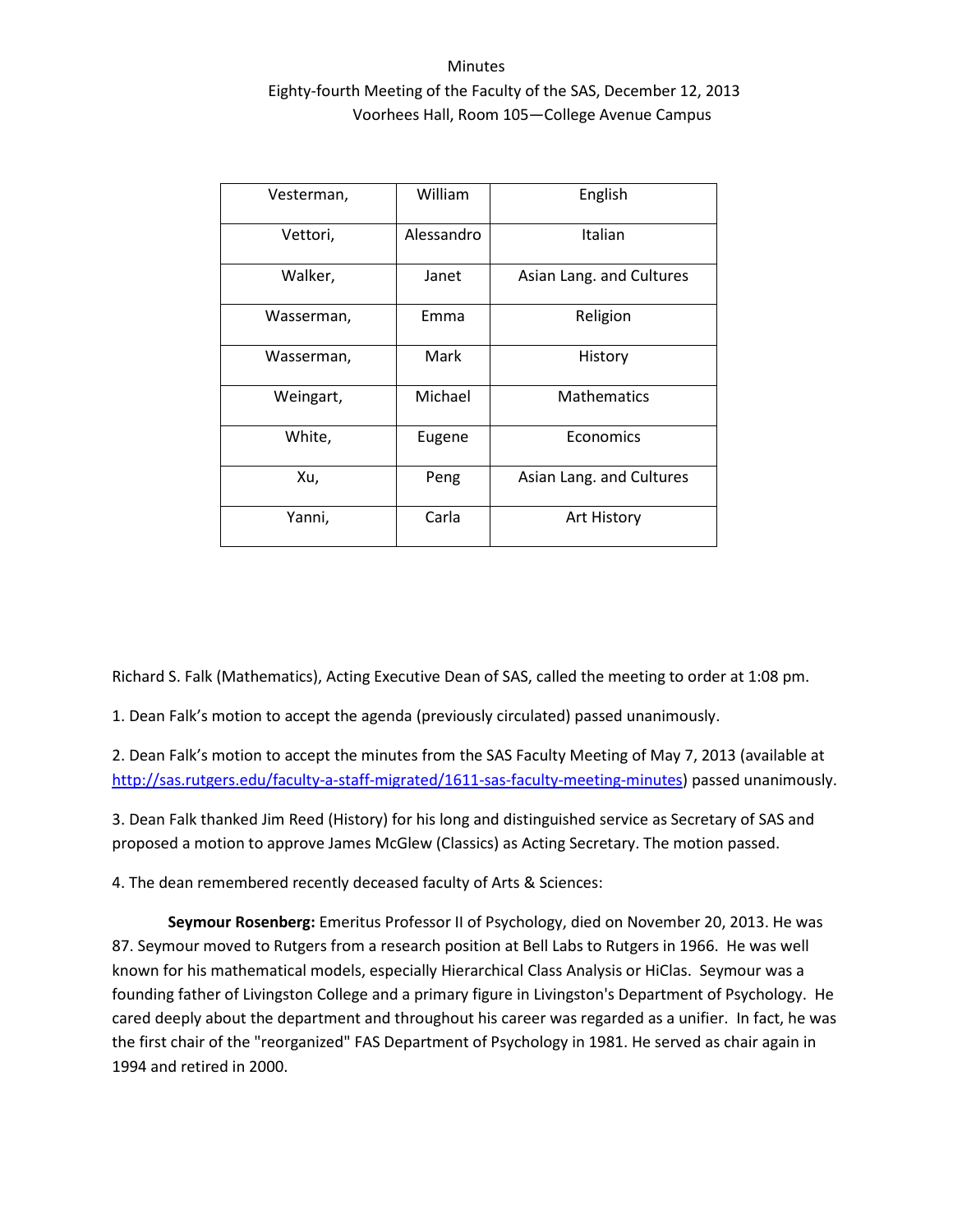Minutes

Eighty-fourth Meeting of the Faculty of the SAS, December 12, 2013

Voorhees Hall, Room 105—College Avenue Campus

| | | |
|---|---|---|
| Vesterman, | William | English |
| Vettori, | Alessandro | Italian |
| Walker, | Janet | Asian Lang. and Cultures |
| Wasserman, | Emma | Religion |
| Wasserman, | Mark | History |
| Weingart, | Michael | Mathematics |
| White, | Eugene | Economics |
| Xu, | Peng | Asian Lang. and Cultures |
| Yanni, | Carla | Art History |

Richard S. Falk (Mathematics), Acting Executive Dean of SAS, called the meeting to order at 1:08 pm.

1. Dean Falk's motion to accept the agenda (previously circulated) passed unanimously.

2. Dean Falk's motion to accept the minutes from the SAS Faculty Meeting of May 7, 2013 (available at [http://sas.rutgers.edu/faculty-a-staff-migrated/1611-sas-faculty-meeting-minutes](http://sas.rutgers.edu/faculty-a-staff-migrated/1611-sas-faculty-meeting-minutes)) passed unanimously.

3. Dean Falk thanked Jim Reed (History) for his long and distinguished service as Secretary of SAS and proposed a motion to approve James McGlew (Classics) as Acting Secretary. The motion passed.

4. The dean remembered recently deceased faculty of Arts & Sciences:

**Seymour Rosenberg:** Emeritus Professor II of Psychology, died on November 20, 2013. He was 87. Seymour moved to Rutgers from a research position at Bell Labs to Rutgers in 1966. He was well known for his mathematical models, especially Hierarchical Class Analysis or HiClas. Seymour was a founding father of Livingston College and a primary figure in Livingston's Department of Psychology. He cared deeply about the department and throughout his career was regarded as a unifier. In fact, he was the first chair of the "reorganized" FAS Department of Psychology in 1981. He served as chair again in 1994 and retired in 2000.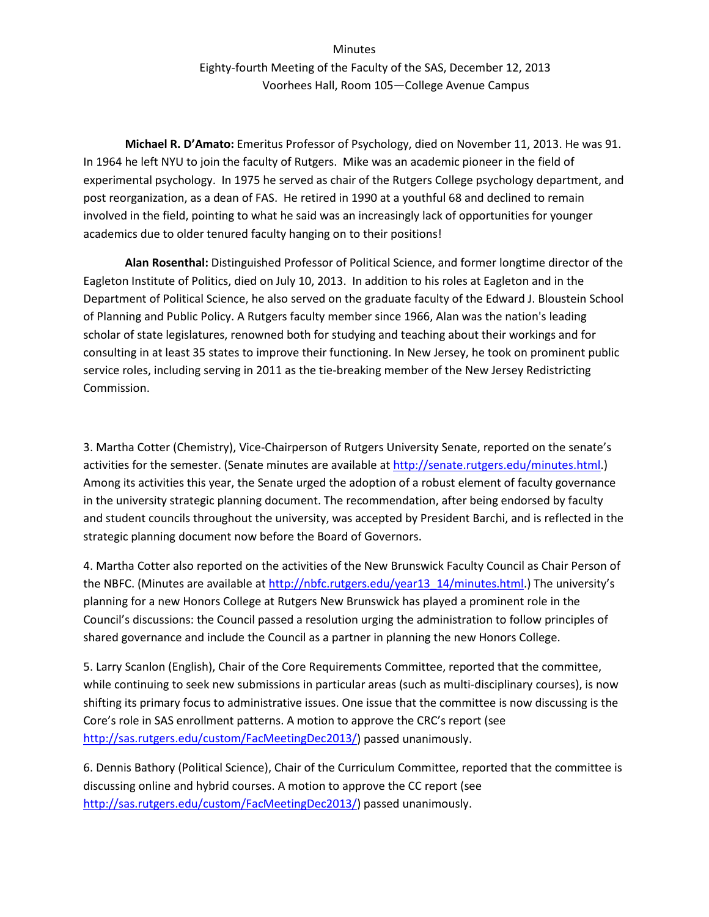Minutes

Eighty-fourth Meeting of the Faculty of the SAS, December 12, 2013

Voorhees Hall, Room 105—College Avenue Campus

**Michael R. D'Amato:** Emeritus Professor of Psychology, died on November 11, 2013. He was 91. In 1964 he left NYU to join the faculty of Rutgers. Mike was an academic pioneer in the field of experimental psychology. In 1975 he served as chair of the Rutgers College psychology department, and post reorganization, as a dean of FAS. He retired in 1990 at a youthful 68 and declined to remain involved in the field, pointing to what he said was an increasingly lack of opportunities for younger academics due to older tenured faculty hanging on to their positions!

**Alan Rosenthal:** Distinguished Professor of Political Science, and former longtime director of the Eagleton Institute of Politics, died on July 10, 2013. In addition to his roles at Eagleton and in the Department of Political Science, he also served on the graduate faculty of the Edward J. Bloustein School of Planning and Public Policy. A Rutgers faculty member since 1966, Alan was the nation's leading scholar of state legislatures, renowned both for studying and teaching about their workings and for consulting in at least 35 states to improve their functioning. In New Jersey, he took on prominent public service roles, including serving in 2011 as the tie-breaking member of the New Jersey Redistricting Commission.

3. Martha Cotter (Chemistry), Vice-Chairperson of Rutgers University Senate, reported on the senate's activities for the semester. (Senate minutes are available at http://senate.rutgers.edu/minutes.html.) Among its activities this year, the Senate urged the adoption of a robust element of faculty governance in the university strategic planning document. The recommendation, after being endorsed by faculty and student councils throughout the university, was accepted by President Barchi, and is reflected in the strategic planning document now before the Board of Governors.

4. Martha Cotter also reported on the activities of the New Brunswick Faculty Council as Chair Person of the NBFC. (Minutes are available at http://nbfc.rutgers.edu/year13_14/minutes.html.) The university's planning for a new Honors College at Rutgers New Brunswick has played a prominent role in the Council's discussions: the Council passed a resolution urging the administration to follow principles of shared governance and include the Council as a partner in planning the new Honors College.

5. Larry Scanlon (English), Chair of the Core Requirements Committee, reported that the committee, while continuing to seek new submissions in particular areas (such as multi-disciplinary courses), is now shifting its primary focus to administrative issues. One issue that the committee is now discussing is the Core's role in SAS enrollment patterns. A motion to approve the CRC's report (see http://sas.rutgers.edu/custom/FacMeetingDec2013/) passed unanimously.

6. Dennis Bathory (Political Science), Chair of the Curriculum Committee, reported that the committee is discussing online and hybrid courses. A motion to approve the CC report (see http://sas.rutgers.edu/custom/FacMeetingDec2013/) passed unanimously.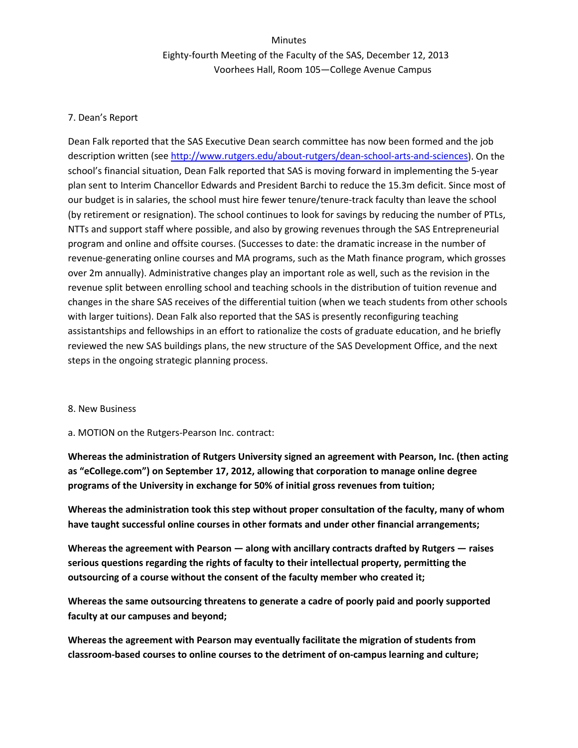Minutes

Eighty-fourth Meeting of the Faculty of the SAS, December 12, 2013

Voorhees Hall, Room 105—College Avenue Campus

7. Dean's Report

Dean Falk reported that the SAS Executive Dean search committee has now been formed and the job description written (see http://www.rutgers.edu/about-rutgers/dean-school-arts-and-sciences). On the school's financial situation, Dean Falk reported that SAS is moving forward in implementing the 5-year plan sent to Interim Chancellor Edwards and President Barchi to reduce the 15.3m deficit. Since most of our budget is in salaries, the school must hire fewer tenure/tenure-track faculty than leave the school (by retirement or resignation). The school continues to look for savings by reducing the number of PTLs, NTTs and support staff where possible, and also by growing revenues through the SAS Entrepreneurial program and online and offsite courses. (Successes to date: the dramatic increase in the number of revenue-generating online courses and MA programs, such as the Math finance program, which grosses over 2m annually). Administrative changes play an important role as well, such as the revision in the revenue split between enrolling school and teaching schools in the distribution of tuition revenue and changes in the share SAS receives of the differential tuition (when we teach students from other schools with larger tuitions). Dean Falk also reported that the SAS is presently reconfiguring teaching assistantships and fellowships in an effort to rationalize the costs of graduate education, and he briefly reviewed the new SAS buildings plans, the new structure of the SAS Development Office, and the next steps in the ongoing strategic planning process.

8. New Business

a. MOTION on the Rutgers-Pearson Inc. contract:

**Whereas the administration of Rutgers University signed an agreement with Pearson, Inc. (then acting as "eCollege.com") on September 17, 2012, allowing that corporation to manage online degree programs of the University in exchange for 50% of initial gross revenues from tuition;**

**Whereas the administration took this step without proper consultation of the faculty, many of whom have taught successful online courses in other formats and under other financial arrangements;**

**Whereas the agreement with Pearson — along with ancillary contracts drafted by Rutgers — raises serious questions regarding the rights of faculty to their intellectual property, permitting the outsourcing of a course without the consent of the faculty member who created it;**

**Whereas the same outsourcing threatens to generate a cadre of poorly paid and poorly supported faculty at our campuses and beyond;**

**Whereas the agreement with Pearson may eventually facilitate the migration of students from classroom-based courses to online courses to the detriment of on-campus learning and culture;**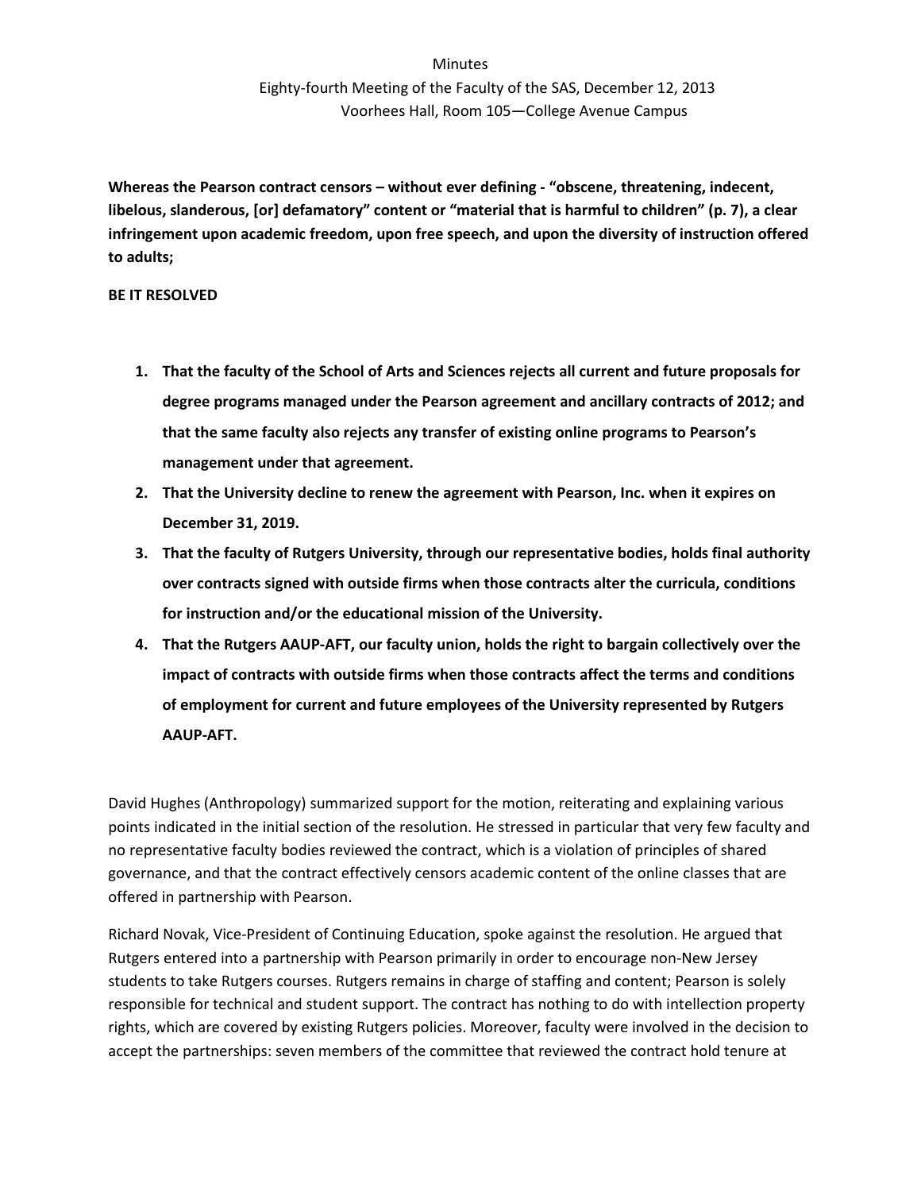Minutes

Eighty-fourth Meeting of the Faculty of the SAS, December 12, 2013

Voorhees Hall, Room 105—College Avenue Campus

**Whereas the Pearson contract censors – without ever defining - "obscene, threatening, indecent, libelous, slanderous, [or] defamatory" content or "material that is harmful to children" (p. 7), a clear infringement upon academic freedom, upon free speech, and upon the diversity of instruction offered to adults;**

**BE IT RESOLVED**

1. **That the faculty of the School of Arts and Sciences rejects all current and future proposals for degree programs managed under the Pearson agreement and ancillary contracts of 2012; and that the same faculty also rejects any transfer of existing online programs to Pearson's management under that agreement.**
2. **That the University decline to renew the agreement with Pearson, Inc. when it expires on December 31, 2019.**
3. **That the faculty of Rutgers University, through our representative bodies, holds final authority over contracts signed with outside firms when those contracts alter the curricula, conditions for instruction and/or the educational mission of the University.**
4. **That the Rutgers AAUP-AFT, our faculty union, holds the right to bargain collectively over the impact of contracts with outside firms when those contracts affect the terms and conditions of employment for current and future employees of the University represented by Rutgers AAUP-AFT.**

David Hughes (Anthropology) summarized support for the motion, reiterating and explaining various points indicated in the initial section of the resolution. He stressed in particular that very few faculty and no representative faculty bodies reviewed the contract, which is a violation of principles of shared governance, and that the contract effectively censors academic content of the online classes that are offered in partnership with Pearson.

Richard Novak, Vice-President of Continuing Education, spoke against the resolution. He argued that Rutgers entered into a partnership with Pearson primarily in order to encourage non-New Jersey students to take Rutgers courses. Rutgers remains in charge of staffing and content; Pearson is solely responsible for technical and student support. The contract has nothing to do with intellection property rights, which are covered by existing Rutgers policies. Moreover, faculty were involved in the decision to accept the partnerships: seven members of the committee that reviewed the contract hold tenure at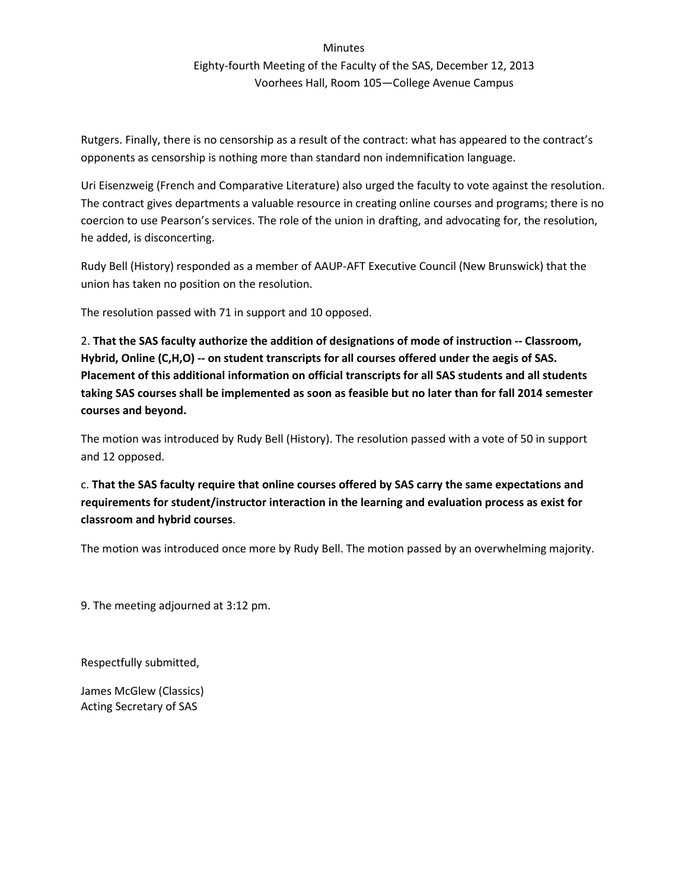Rutgers. Finally, there is no censorship as a result of the contract: what has appeared to the contract's opponents as censorship is nothing more than standard non indemnification language.

Uri Eisenzweig (French and Comparative Literature) also urged the faculty to vote against the resolution. The contract gives departments a valuable resource in creating online courses and programs; there is no coercion to use Pearson's services. The role of the union in drafting, and advocating for, the resolution, he added, is disconcerting.

Rudy Bell (History) responded as a member of AAUP-AFT Executive Council (New Brunswick) that the union has taken no position on the resolution.

The resolution passed with 71 in support and 10 opposed.

2. **That the SAS faculty authorize the addition of designations of mode of instruction -- Classroom, Hybrid, Online (C,H,O) -- on student transcripts for all courses offered under the aegis of SAS. Placement of this additional information on official transcripts for all SAS students and all students taking SAS courses shall be implemented as soon as feasible but no later than for fall 2014 semester courses and beyond.**

The motion was introduced by Rudy Bell (History). The resolution passed with a vote of 50 in support and 12 opposed.

c. **That the SAS faculty require that online courses offered by SAS carry the same expectations and requirements for student/instructor interaction in the learning and evaluation process as exist for classroom and hybrid courses**.

The motion was introduced once more by Rudy Bell. The motion passed by an overwhelming majority.

9. The meeting adjourned at 3:12 pm.

Respectfully submitted,

James McGlew (Classics)
Acting Secretary of SAS